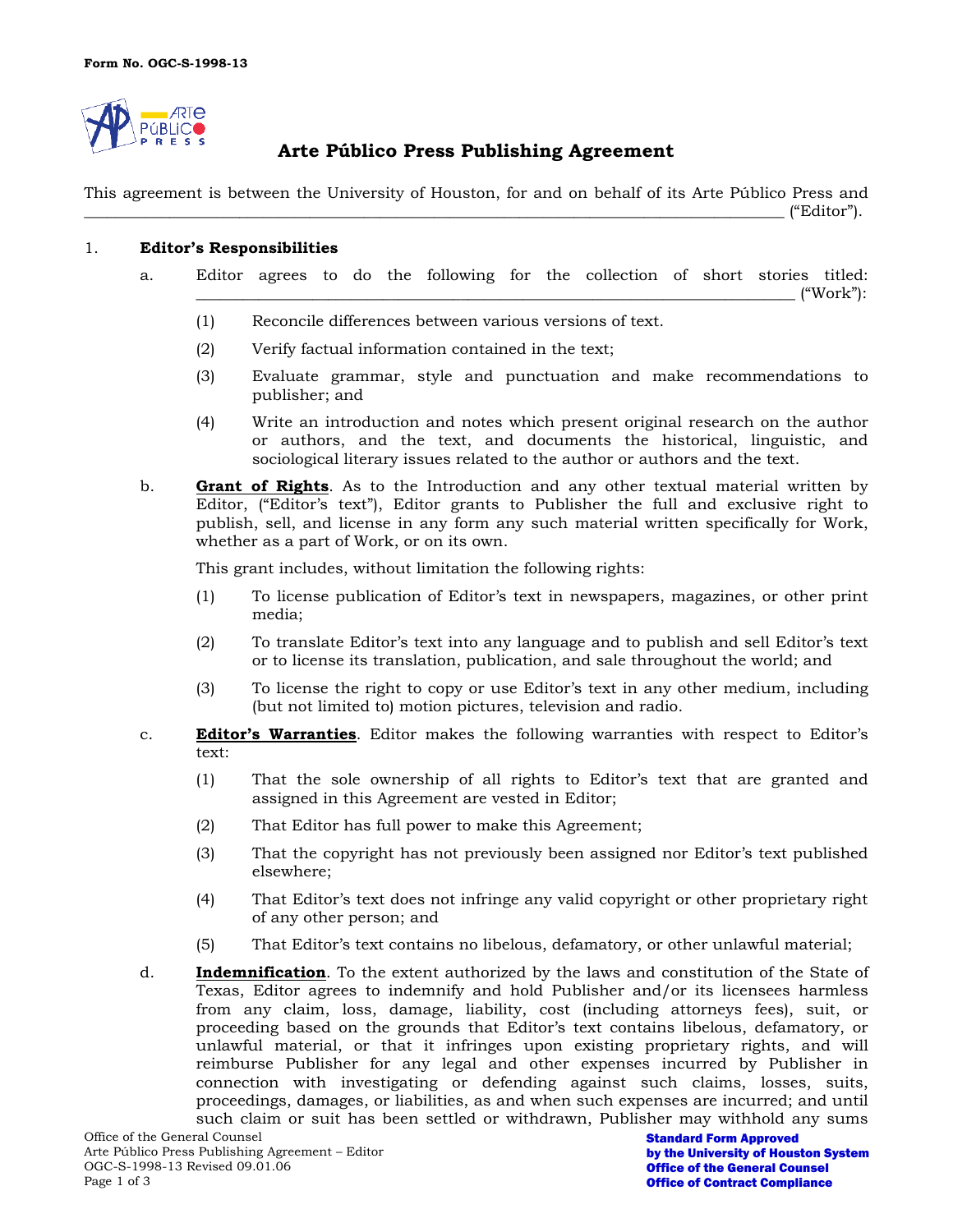Form No. OGC-S-1998-13

# Arte Público Press Publishing Agreement

This agreement is between the University of Houston, for and on behalf of its Arte Público Press and \_\_\_\_\_\_\_\_\_\_\_\_\_\_\_\_\_\_\_\_\_\_\_\_\_\_\_\_\_\_\_\_\_\_\_\_\_\_\_\_\_\_\_\_\_\_\_\_\_\_\_\_\_\_\_\_\_\_\_\_\_\_\_\_\_\_\_\_\_\_\_\_ ("Editor").

1. **Editor's Responsibilities**

   a. Editor agrees to do the following for the collection of short stories titled: \_\_\_\_\_\_\_\_\_\_\_\_\_\_\_\_\_\_\_\_\_\_\_\_\_\_\_\_\_\_\_\_\_\_\_\_\_\_\_\_\_\_\_\_\_\_\_\_\_\_\_\_\_\_\_\_\_\_\_\_ ("Work"):

      (1) Reconcile differences between various versions of text.

      (2) Verify factual information contained in the text;

      (3) Evaluate grammar, style and punctuation and make recommendations to publisher; and

      (4) Write an introduction and notes which present original research on the author or authors, and the text, and documents the historical, linguistic, and sociological literary issues related to the author or authors and the text.

   b. **Grant of Rights**. As to the Introduction and any other textual material written by Editor, ("Editor's text"), Editor grants to Publisher the full and exclusive right to publish, sell, and license in any form any such material written specifically for Work, whether as a part of Work, or on its own.

      This grant includes, without limitation the following rights:

      (1) To license publication of Editor's text in newspapers, magazines, or other print media;

      (2) To translate Editor's text into any language and to publish and sell Editor's text or to license its translation, publication, and sale throughout the world; and

      (3) To license the right to copy or use Editor's text in any other medium, including (but not limited to) motion pictures, television and radio.

   c. **Editor's Warranties**. Editor makes the following warranties with respect to Editor's text:

      (1) That the sole ownership of all rights to Editor's text that are granted and assigned in this Agreement are vested in Editor;

      (2) That Editor has full power to make this Agreement;

      (3) That the copyright has not previously been assigned nor Editor's text published elsewhere;

      (4) That Editor's text does not infringe any valid copyright or other proprietary right of any other person; and

      (5) That Editor's text contains no libelous, defamatory, or other unlawful material;

   d. **Indemnification**. To the extent authorized by the laws and constitution of the State of Texas, Editor agrees to indemnify and hold Publisher and/or its licensees harmless from any claim, loss, damage, liability, cost (including attorneys fees), suit, or proceeding based on the grounds that Editor's text contains libelous, defamatory, or unlawful material, or that it infringes upon existing proprietary rights, and will reimburse Publisher for any legal and other expenses incurred by Publisher in connection with investigating or defending against such claims, losses, suits, proceedings, damages, or liabilities, as and when such expenses are incurred; and until such claim or suit has been settled or withdrawn, Publisher may withhold any sums

Office of the General Counsel
Arte Público Press Publishing Agreement – Editor
OGC-S-1998-13 Revised 09.01.06

**Standard Form Approved by the University of Houston System Office of the General Counsel Office of Contract Compliance**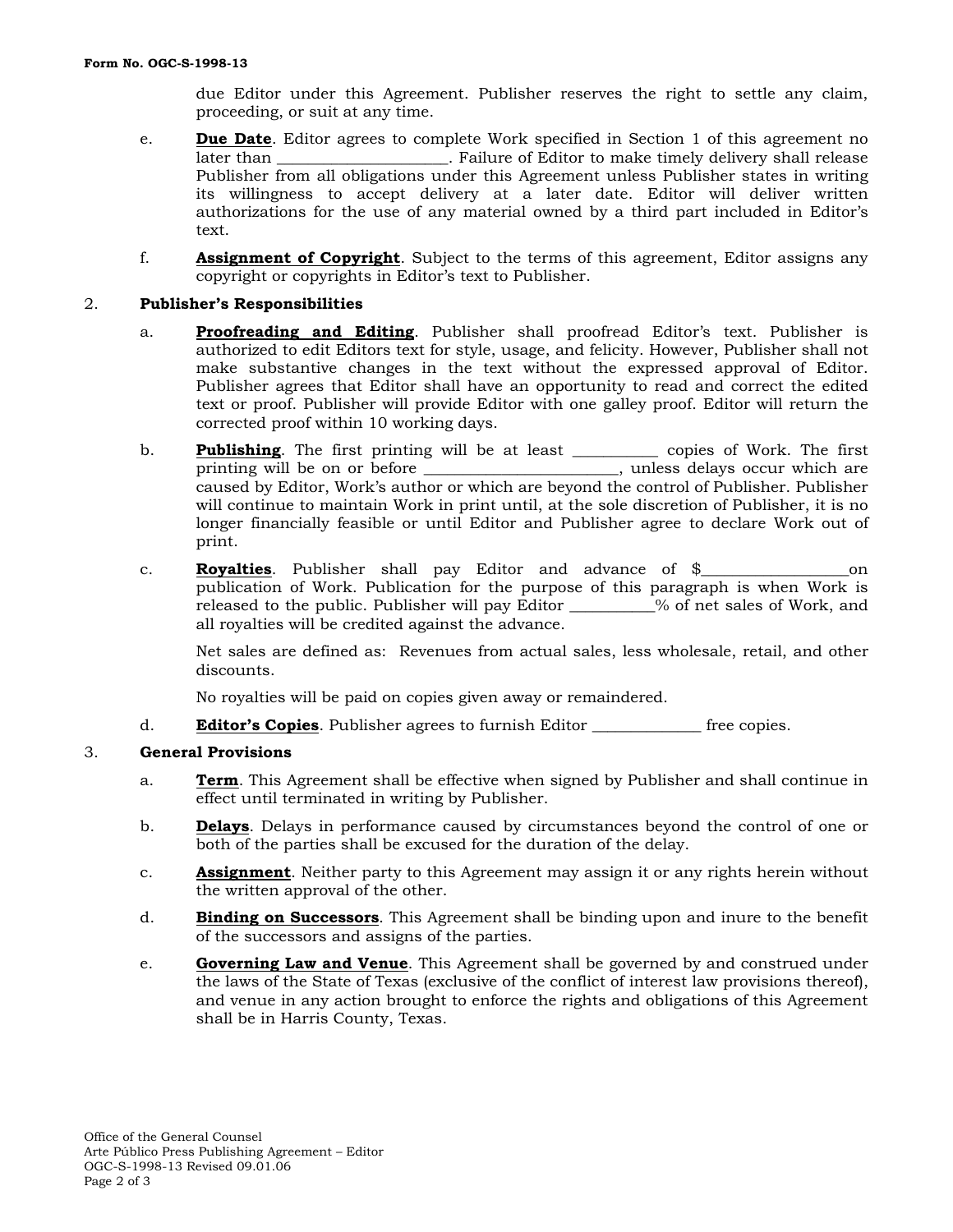due Editor under this Agreement. Publisher reserves the right to settle any claim, proceeding, or suit at any time.

e. **Due Date**. Editor agrees to complete Work specified in Section 1 of this agreement no later than ____________________. Failure of Editor to make timely delivery shall release Publisher from all obligations under this Agreement unless Publisher states in writing its willingness to accept delivery at a later date. Editor will deliver written authorizations for the use of any material owned by a third part included in Editor's text.

f. **Assignment of Copyright**. Subject to the terms of this agreement, Editor assigns any copyright or copyrights in Editor's text to Publisher.

2. **Publisher's Responsibilities**

a. **Proofreading and Editing**. Publisher shall proofread Editor's text. Publisher is authorized to edit Editors text for style, usage, and felicity. However, Publisher shall not make substantive changes in the text without the expressed approval of Editor. Publisher agrees that Editor shall have an opportunity to read and correct the edited text or proof. Publisher will provide Editor with one galley proof. Editor will return the corrected proof within 10 working days.

b. **Publishing**. The first printing will be at least __________ copies of Work. The first printing will be on or before ______________________, unless delays occur which are caused by Editor, Work's author or which are beyond the control of Publisher. Publisher will continue to maintain Work in print until, at the sole discretion of Publisher, it is no longer financially feasible or until Editor and Publisher agree to declare Work out of print.

c. **Royalties**. Publisher shall pay Editor and advance of $________________on publication of Work. Publication for the purpose of this paragraph is when Work is released to the public. Publisher will pay Editor __________% of net sales of Work, and all royalties will be credited against the advance.

Net sales are defined as: Revenues from actual sales, less wholesale, retail, and other discounts.

No royalties will be paid on copies given away or remaindered.

d. **Editor's Copies**. Publisher agrees to furnish Editor ____________ free copies.

3. **General Provisions**

a. **Term**. This Agreement shall be effective when signed by Publisher and shall continue in effect until terminated in writing by Publisher.

b. **Delays**. Delays in performance caused by circumstances beyond the control of one or both of the parties shall be excused for the duration of the delay.

c. **Assignment**. Neither party to this Agreement may assign it or any rights herein without the written approval of the other.

d. **Binding on Successors**. This Agreement shall be binding upon and inure to the benefit of the successors and assigns of the parties.

e. **Governing Law and Venue**. This Agreement shall be governed by and construed under the laws of the State of Texas (exclusive of the conflict of interest law provisions thereof), and venue in any action brought to enforce the rights and obligations of this Agreement shall be in Harris County, Texas.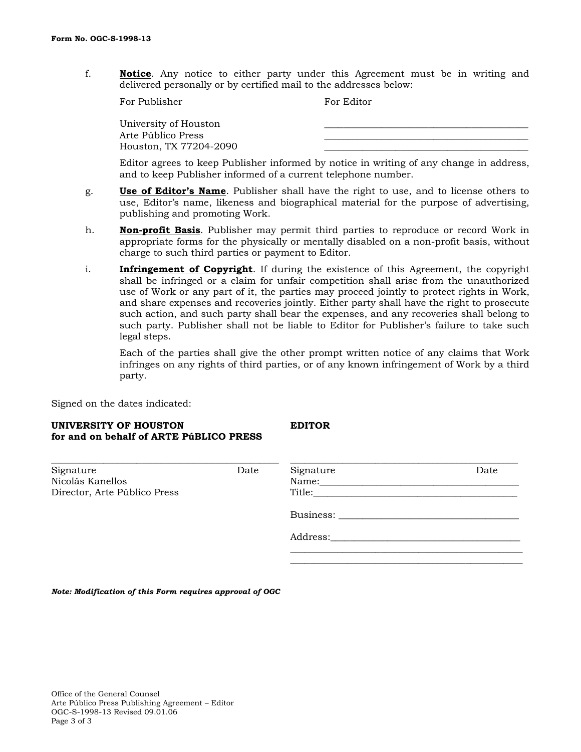f. **Notice**. Any notice to either party under this Agreement must be in writing and delivered personally or by certified mail to the addresses below:

| For Publisher | For Editor |
|---|---|
| University of Houston | ________________________________ |
| Arte Público Press | ________________________________ |
| Houston, TX 77204-2090 | ________________________________ |

Editor agrees to keep Publisher informed by notice in writing of any change in address, and to keep Publisher informed of a current telephone number.

g. **Use of Editor's Name**. Publisher shall have the right to use, and to license others to use, Editor's name, likeness and biographical material for the purpose of advertising, publishing and promoting Work.

h. **Non-profit Basis**. Publisher may permit third parties to reproduce or record Work in appropriate forms for the physically or mentally disabled on a non-profit basis, without charge to such third parties or payment to Editor.

i. **Infringement of Copyright**. If during the existence of this Agreement, the copyright shall be infringed or a claim for unfair competition shall arise from the unauthorized use of Work or any part of it, the parties may proceed jointly to protect rights in Work, and share expenses and recoveries jointly. Either party shall have the right to prosecute such action, and such party shall bear the expenses, and any recoveries shall belong to such party. Publisher shall not be liable to Editor for Publisher's failure to take such legal steps.

Each of the parties shall give the other prompt written notice of any claims that Work infringes on any rights of third parties, or of any known infringement of Work by a third party.

Signed on the dates indicated:

**UNIVERSITY OF HOUSTON**
**for and on behalf of ARTE PúBLICO PRESS**

________________________________________
Signature Date
Nicolás Kanellos
Director, Arte Público Press

**EDITOR**

________________________________________
Signature Date
Name:________________________________
Title:_________________________________

Business: _____________________________

Address:______________________________
______________________________________
______________________________________

***Note: Modification of this Form requires approval of OGC***

Office of the General Counsel
Arte Público Press Publishing Agreement – Editor
OGC-S-1998-13 Revised 09.01.06